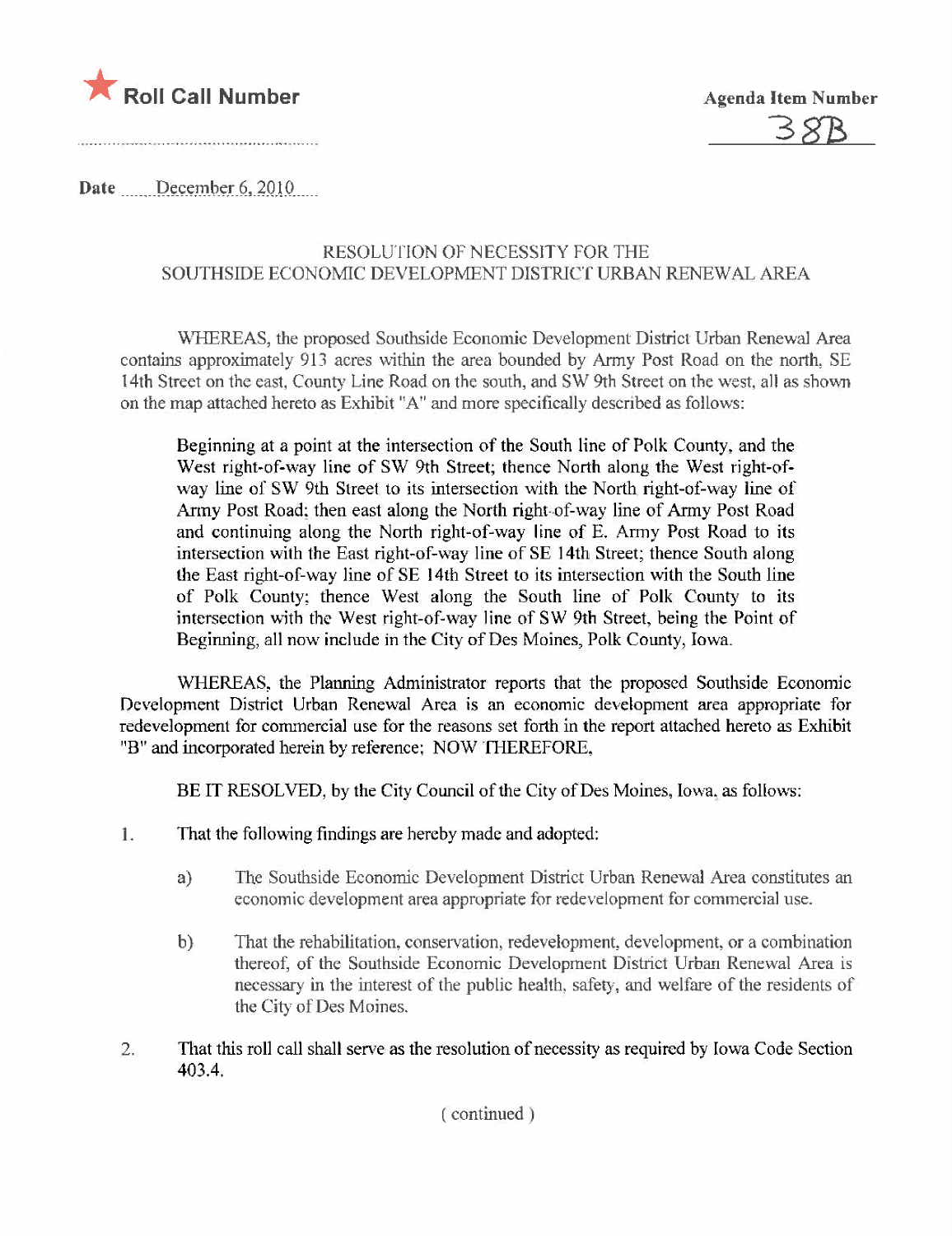★ **Roll Call Number**

**Agenda Item Number**

38B

**Date** December 6, 2010

RESOLUTION OF NECESSITY FOR THE SOUTHSIDE ECONOMIC DEVELOPMENT DISTRICT URBAN RENEWAL AREA

WHEREAS, the proposed Southside Economic Development District Urban Renewal Area contains approximately 913 acres within the area bounded by Army Post Road on the north, SE 14th Street on the east, County Line Road on the south, and SW 9th Street on the west, all as shown on the map attached hereto as Exhibit "A" and more specifically described as follows:

> Beginning at a point at the intersection of the South line of Polk County, and the West right-of-way line of SW 9th Street; thence North along the West right-of-way line of SW 9th Street to its intersection with the North right-of-way line of Army Post Road; then east along the North right-of-way line of Army Post Road and continuing along the North right-of-way line of E. Army Post Road to its intersection with the East right-of-way line of SE 14th Street; thence South along the East right-of-way line of SE 14th Street to its intersection with the South line of Polk County; thence West along the South line of Polk County to its intersection with the West right-of-way line of SW 9th Street, being the Point of Beginning, all now include in the City of Des Moines, Polk County, Iowa.

WHEREAS, the Planning Administrator reports that the proposed Southside Economic Development District Urban Renewal Area is an economic development area appropriate for redevelopment for commercial use for the reasons set forth in the report attached hereto as Exhibit "B" and incorporated herein by reference; NOW THEREFORE,

BE IT RESOLVED, by the City Council of the City of Des Moines, Iowa, as follows:

1. That the following findings are hereby made and adopted:

   a) The Southside Economic Development District Urban Renewal Area constitutes an economic development area appropriate for redevelopment for commercial use.

   b) That the rehabilitation, conservation, redevelopment, development, or a combination thereof, of the Southside Economic Development District Urban Renewal Area is necessary in the interest of the public health, safety, and welfare of the residents of the City of Des Moines.

2. That this roll call shall serve as the resolution of necessity as required by Iowa Code Section 403.4.

( continued )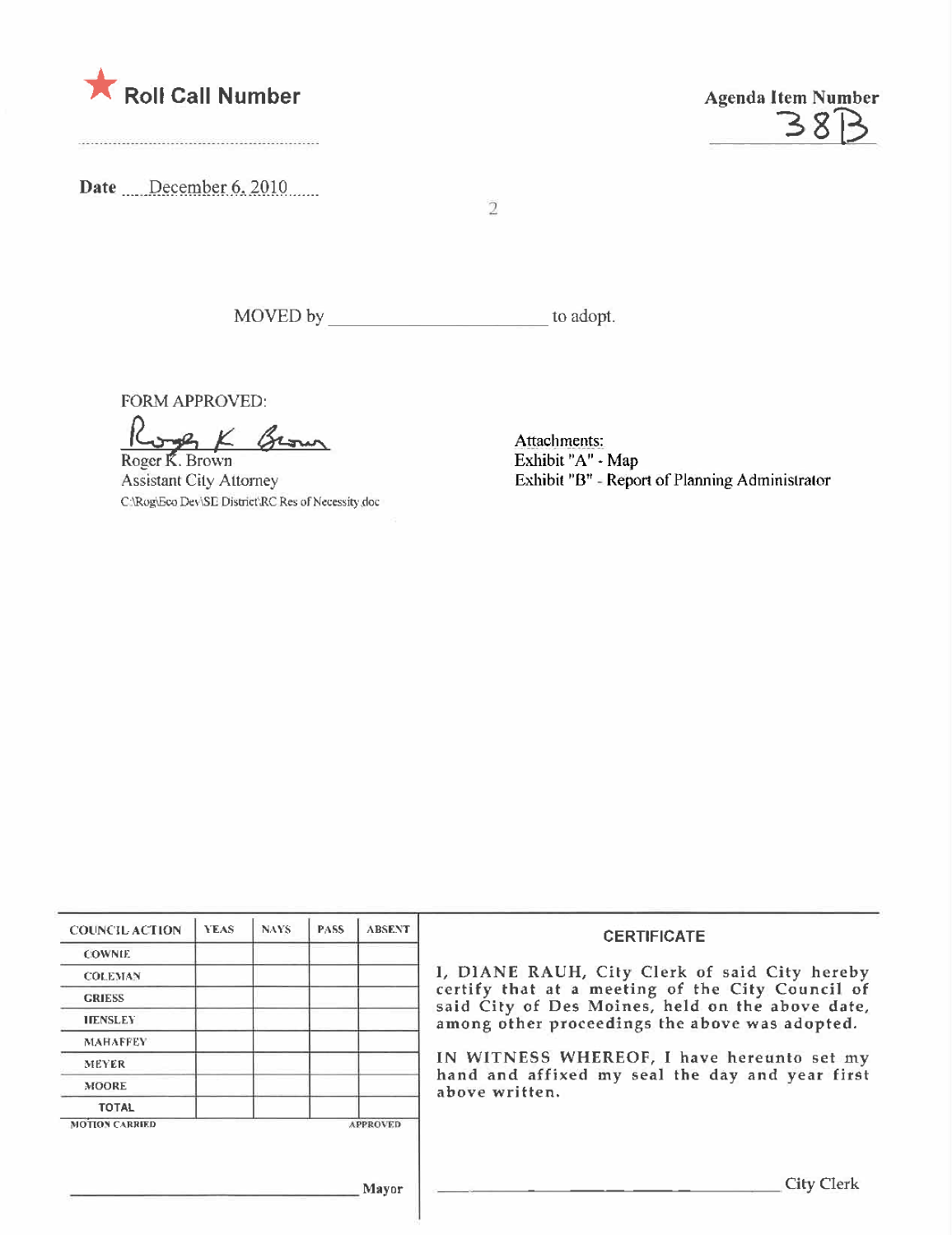★ **Roll Call Number**

**Agenda Item Number**
38B

**Date** December 6, 2010

MOVED by ______________________ to adopt.

FORM APPROVED:

Roger K. Brown
Assistant City Attorney
C:\Rog\Eco Dev\SE District\RC Res of Necessity.doc

Attachments:
Exhibit "A" - Map
Exhibit "B" - Report of Planning Administrator

| COUNCIL ACTION | YEAS | NAYS | PASS | ABSENT |
|---|---|---|---|---|
| COWNIE | | | | |
| COLEMAN | | | | |
| GRIESS | | | | |
| HENSLEY | | | | |
| MAHAFFEY | | | | |
| MEYER | | | | |
| MOORE | | | | |
| TOTAL | | | | |

MOTION CARRIED APPROVED

______________________ Mayor

**CERTIFICATE**

I, DIANE RAUH, City Clerk of said City hereby certify that at a meeting of the City Council of said City of Des Moines, held on the above date, among other proceedings the above was adopted.

IN WITNESS WHEREOF, I have hereunto set my hand and affixed my seal the day and year first above written.

______________________ City Clerk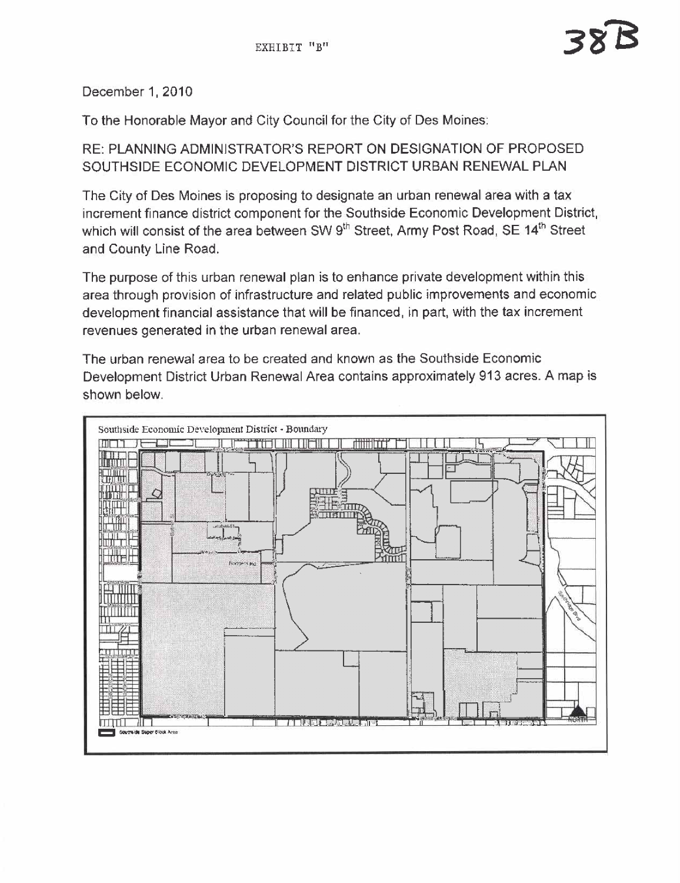EXHIBIT "B"

38B

December 1, 2010

To the Honorable Mayor and City Council for the City of Des Moines:

RE: PLANNING ADMINISTRATOR'S REPORT ON DESIGNATION OF PROPOSED SOUTHSIDE ECONOMIC DEVELOPMENT DISTRICT URBAN RENEWAL PLAN

The City of Des Moines is proposing to designate an urban renewal area with a tax increment finance district component for the Southside Economic Development District, which will consist of the area between SW 9th Street, Army Post Road, SE 14th Street and County Line Road.

The purpose of this urban renewal plan is to enhance private development within this area through provision of infrastructure and related public improvements and economic development financial assistance that will be financed, in part, with the tax increment revenues generated in the urban renewal area.

The urban renewal area to be created and known as the Southside Economic Development District Urban Renewal Area contains approximately 913 acres. A map is shown below.

Southside Economic Development District - Boundary

Southside Super Block Area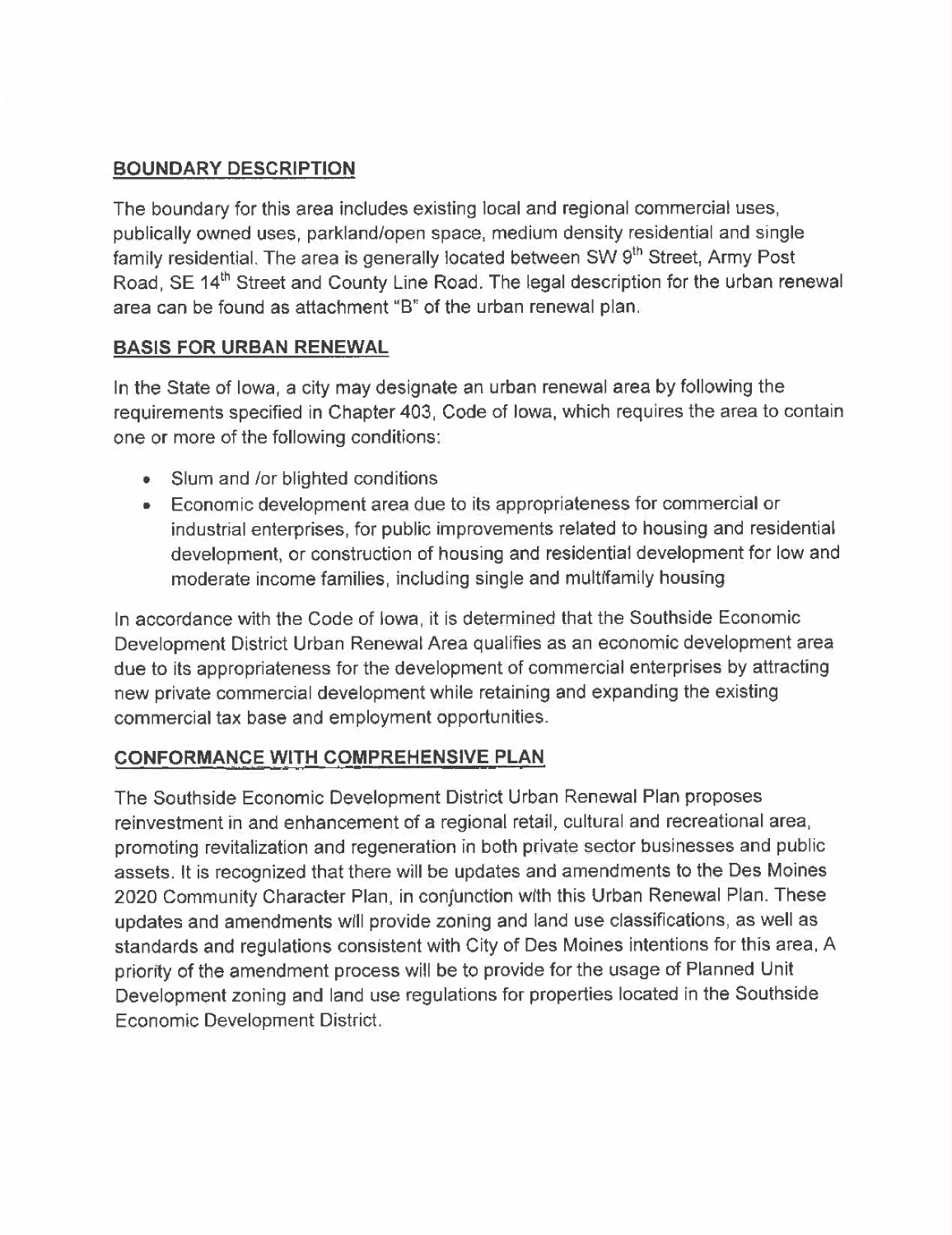## BOUNDARY DESCRIPTION

The boundary for this area includes existing local and regional commercial uses, publically owned uses, parkland/open space, medium density residential and single family residential. The area is generally located between SW 9th Street, Army Post Road, SE 14th Street and County Line Road. The legal description for the urban renewal area can be found as attachment "B" of the urban renewal plan.

## BASIS FOR URBAN RENEWAL

In the State of Iowa, a city may designate an urban renewal area by following the requirements specified in Chapter 403, Code of Iowa, which requires the area to contain one or more of the following conditions:

- Slum and /or blighted conditions
- Economic development area due to its appropriateness for commercial or industrial enterprises, for public improvements related to housing and residential development, or construction of housing and residential development for low and moderate income families, including single and multifamily housing

In accordance with the Code of Iowa, it is determined that the Southside Economic Development District Urban Renewal Area qualifies as an economic development area due to its appropriateness for the development of commercial enterprises by attracting new private commercial development while retaining and expanding the existing commercial tax base and employment opportunities.

## CONFORMANCE WITH COMPREHENSIVE PLAN

The Southside Economic Development District Urban Renewal Plan proposes reinvestment in and enhancement of a regional retail, cultural and recreational area, promoting revitalization and regeneration in both private sector businesses and public assets. It is recognized that there will be updates and amendments to the Des Moines 2020 Community Character Plan, in conjunction with this Urban Renewal Plan. These updates and amendments will provide zoning and land use classifications, as well as standards and regulations consistent with City of Des Moines intentions for this area. A priority of the amendment process will be to provide for the usage of Planned Unit Development zoning and land use regulations for properties located in the Southside Economic Development District.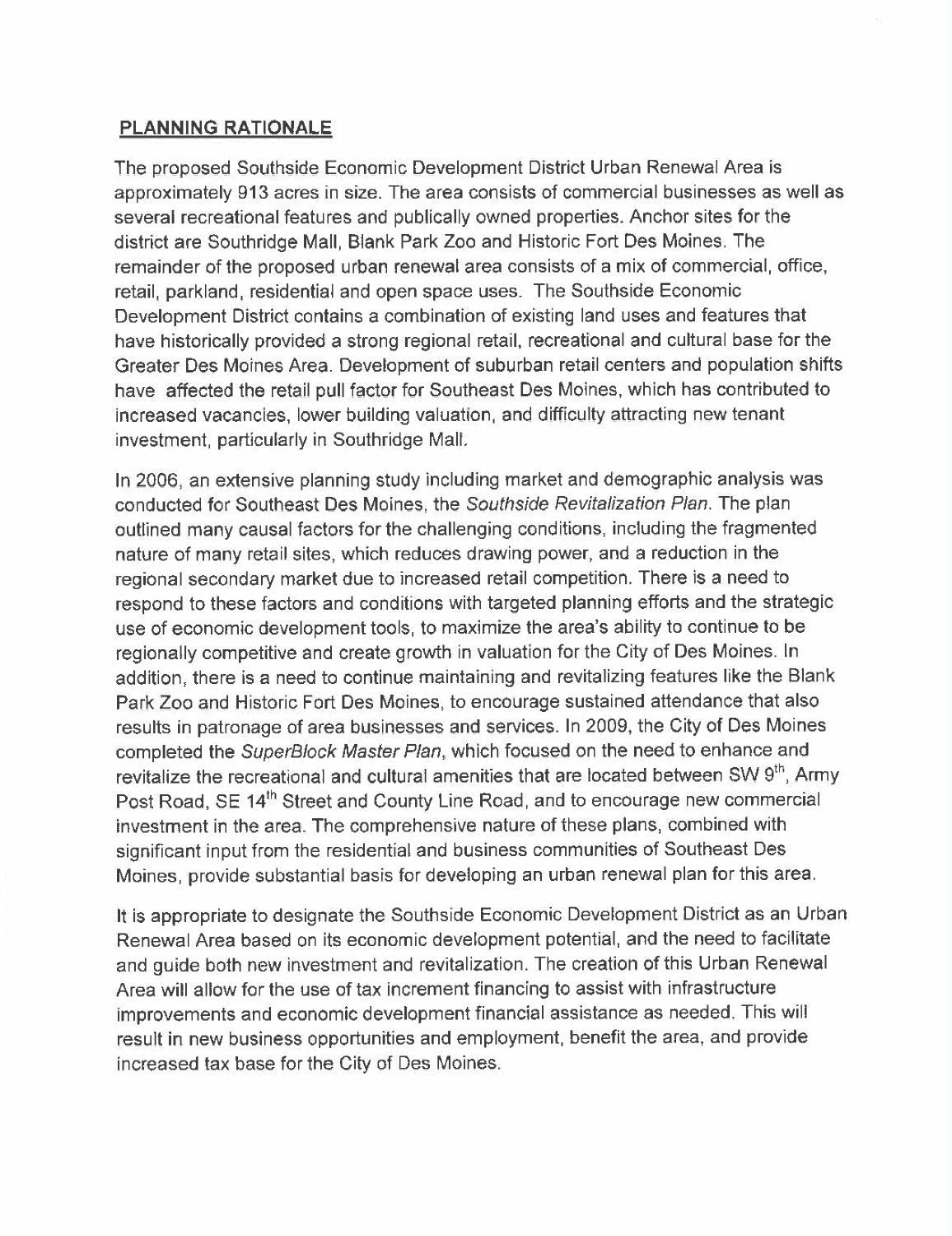## PLANNING RATIONALE

The proposed Southside Economic Development District Urban Renewal Area is approximately 913 acres in size. The area consists of commercial businesses as well as several recreational features and publically owned properties. Anchor sites for the district are Southridge Mall, Blank Park Zoo and Historic Fort Des Moines. The remainder of the proposed urban renewal area consists of a mix of commercial, office, retail, parkland, residential and open space uses. The Southside Economic Development District contains a combination of existing land uses and features that have historically provided a strong regional retail, recreational and cultural base for the Greater Des Moines Area. Development of suburban retail centers and population shifts have affected the retail pull factor for Southeast Des Moines, which has contributed to increased vacancies, lower building valuation, and difficulty attracting new tenant investment, particularly in Southridge Mall.

In 2006, an extensive planning study including market and demographic analysis was conducted for Southeast Des Moines, the *Southside Revitalization Plan*. The plan outlined many causal factors for the challenging conditions, including the fragmented nature of many retail sites, which reduces drawing power, and a reduction in the regional secondary market due to increased retail competition. There is a need to respond to these factors and conditions with targeted planning efforts and the strategic use of economic development tools, to maximize the area's ability to continue to be regionally competitive and create growth in valuation for the City of Des Moines. In addition, there is a need to continue maintaining and revitalizing features like the Blank Park Zoo and Historic Fort Des Moines, to encourage sustained attendance that also results in patronage of area businesses and services. In 2009, the City of Des Moines completed the *SuperBlock Master Plan*, which focused on the need to enhance and revitalize the recreational and cultural amenities that are located between SW 9th, Army Post Road, SE 14th Street and County Line Road, and to encourage new commercial investment in the area. The comprehensive nature of these plans, combined with significant input from the residential and business communities of Southeast Des Moines, provide substantial basis for developing an urban renewal plan for this area.

It is appropriate to designate the Southside Economic Development District as an Urban Renewal Area based on its economic development potential, and the need to facilitate and guide both new investment and revitalization. The creation of this Urban Renewal Area will allow for the use of tax increment financing to assist with infrastructure improvements and economic development financial assistance as needed. This will result in new business opportunities and employment, benefit the area, and provide increased tax base for the City of Des Moines.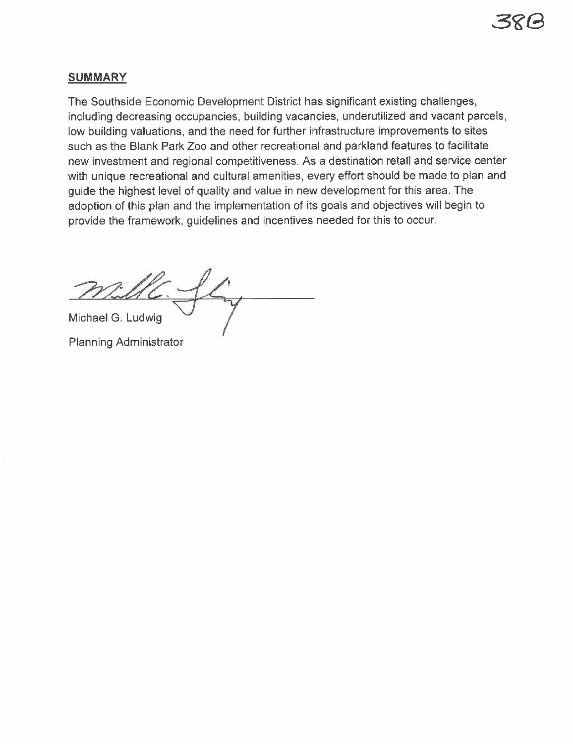## SUMMARY

The Southside Economic Development District has significant existing challenges, including decreasing occupancies, building vacancies, underutilized and vacant parcels, low building valuations, and the need for further infrastructure improvements to sites such as the Blank Park Zoo and other recreational and parkland features to facilitate new investment and regional competitiveness. As a destination retail and service center with unique recreational and cultural amenities, every effort should be made to plan and guide the highest level of quality and value in new development for this area. The adoption of this plan and the implementation of its goals and objectives will begin to provide the framework, guidelines and incentives needed for this to occur.

Michael G. Ludwig

Planning Administrator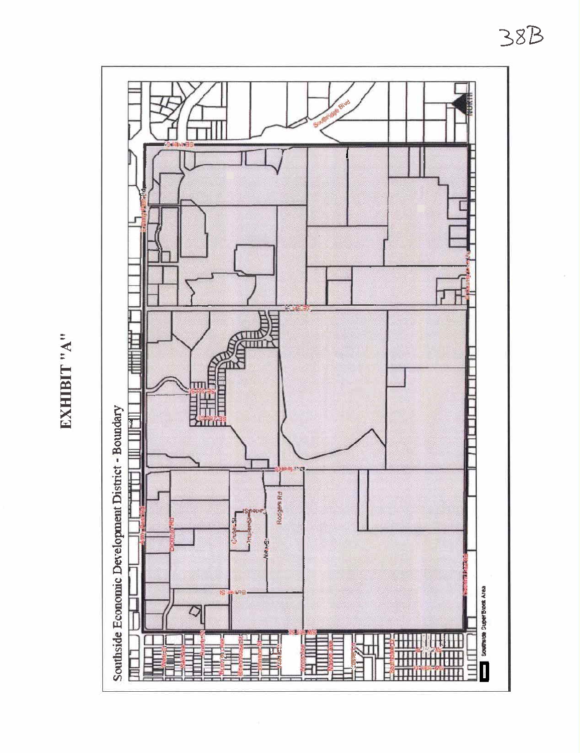38B

# EXHIBIT "A"

Southside Economic Development District - Boundary

Southridge Blvd

NORTH

Rodgers Rd

Southside Super Block Area